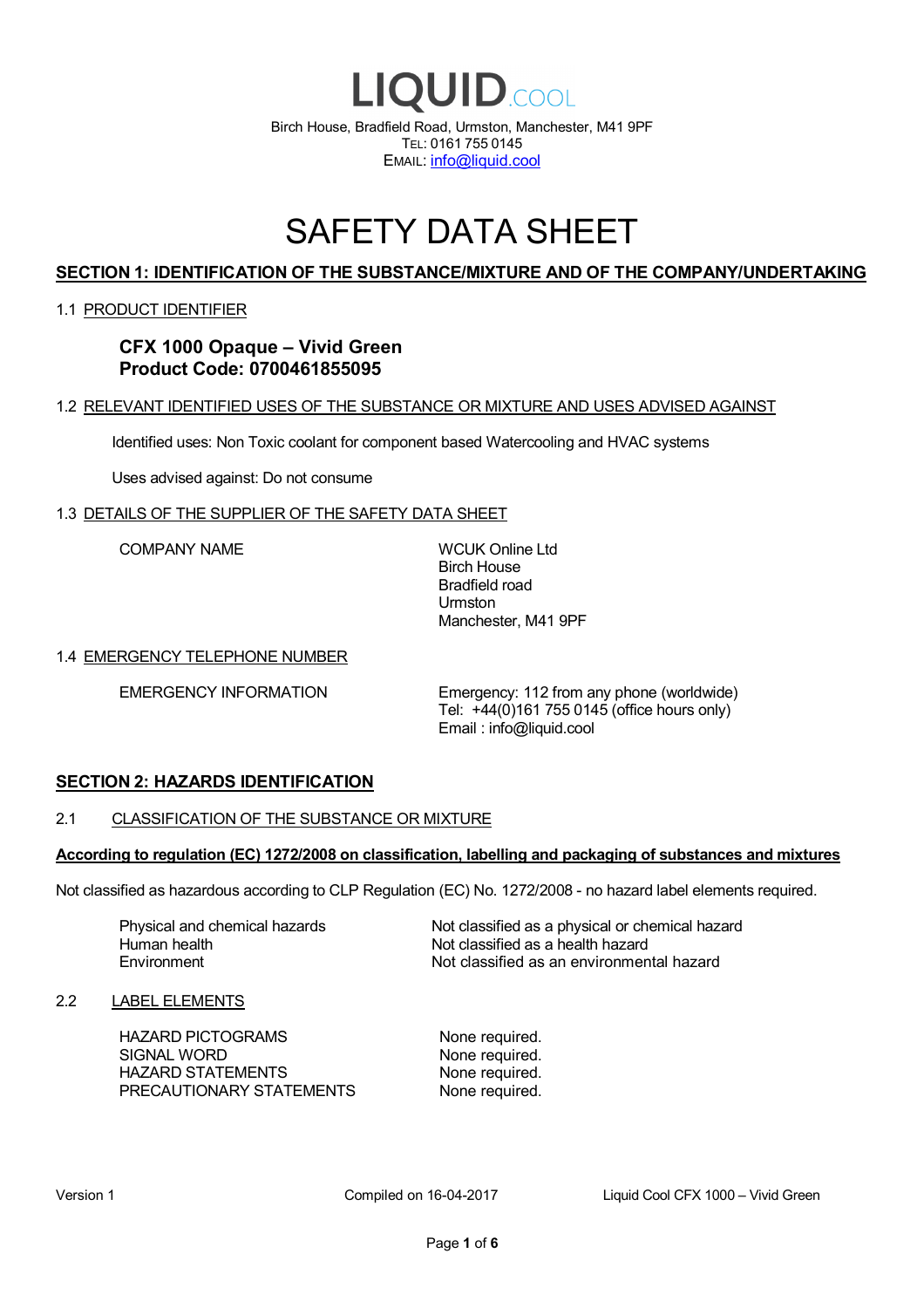# LIQUID.COOL

Birch House, Bradfield Road, Urmston, Manchester, M41 9PF
TEL: 0161 755 0145
EMAIL: info@liquid.cool

# SAFETY DATA SHEET

## SECTION 1: IDENTIFICATION OF THE SUBSTANCE/MIXTURE AND OF THE COMPANY/UNDERTAKING

### 1.1 PRODUCT IDENTIFIER

**CFX 1000 Opaque – Vivid Green**
**Product Code: 0700461855095**

### 1.2 RELEVANT IDENTIFIED USES OF THE SUBSTANCE OR MIXTURE AND USES ADVISED AGAINST

Identified uses: Non Toxic coolant for component based Watercooling and HVAC systems

Uses advised against: Do not consume

### 1.3 DETAILS OF THE SUPPLIER OF THE SAFETY DATA SHEET

| | |
|---|---|
| COMPANY NAME | WCUK Online Ltd<br>Birch House<br>Bradfield road<br>Urmston<br>Manchester, M41 9PF |

### 1.4 EMERGENCY TELEPHONE NUMBER

| | |
|---|---|
| EMERGENCY INFORMATION | Emergency: 112 from any phone (worldwide)<br>Tel: +44(0)161 755 0145 (office hours only)<br>Email : info@liquid.cool |

## SECTION 2: HAZARDS IDENTIFICATION

### 2.1 CLASSIFICATION OF THE SUBSTANCE OR MIXTURE

**According to regulation (EC) 1272/2008 on classification, labelling and packaging of substances and mixtures**

Not classified as hazardous according to CLP Regulation (EC) No. 1272/2008 - no hazard label elements required.

| | |
|---|---|
| Physical and chemical hazards | Not classified as a physical or chemical hazard |
| Human health | Not classified as a health hazard |
| Environment | Not classified as an environmental hazard |

### 2.2 LABEL ELEMENTS

| | |
|---|---|
| HAZARD PICTOGRAMS | None required. |
| SIGNAL WORD | None required. |
| HAZARD STATEMENTS | None required. |
| PRECAUTIONARY STATEMENTS | None required. |

Version 1 | Compiled on 16-04-2017 | Liquid Cool CFX 1000 – Vivid Green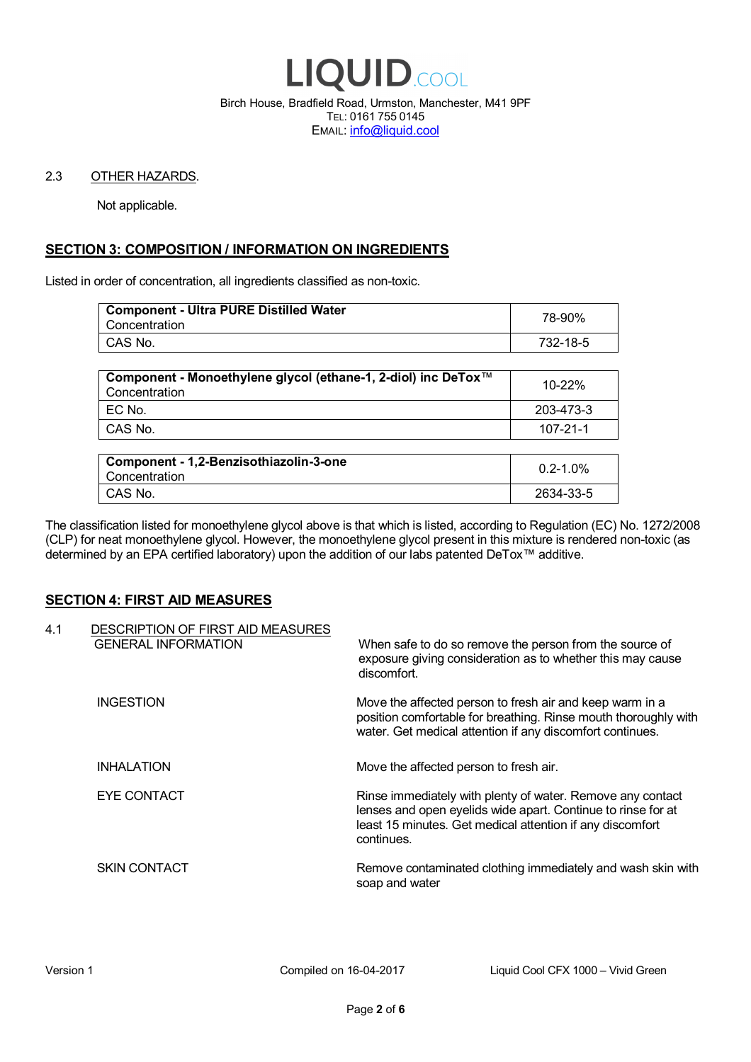2.3 OTHER HAZARDS.

Not applicable.

## SECTION 3: COMPOSITION / INFORMATION ON INGREDIENTS

Listed in order of concentration, all ingredients classified as non-toxic.

| **Component - Ultra PURE Distilled Water** Concentration | 78-90% |
|---|---|
| CAS No. | 732-18-5 |

| **Component - Monoethylene glycol (ethane-1, 2-diol) inc DeTox™** Concentration | 10-22% |
|---|---|
| EC No. | 203-473-3 |
| CAS No. | 107-21-1 |

| **Component - 1,2-Benzisothiazolin-3-one** Concentration | 0.2-1.0% |
|---|---|
| CAS No. | 2634-33-5 |

The classification listed for monoethylene glycol above is that which is listed, according to Regulation (EC) No. 1272/2008 (CLP) for neat monoethylene glycol. However, the monoethylene glycol present in this mixture is rendered non-toxic (as determined by an EPA certified laboratory) upon the addition of our labs patented DeTox™ additive.

## SECTION 4: FIRST AID MEASURES

4.1 DESCRIPTION OF FIRST AID MEASURES

| | |
|---|---|
| GENERAL INFORMATION | When safe to do so remove the person from the source of exposure giving consideration as to whether this may cause discomfort. |
| INGESTION | Move the affected person to fresh air and keep warm in a position comfortable for breathing. Rinse mouth thoroughly with water. Get medical attention if any discomfort continues. |
| INHALATION | Move the affected person to fresh air. |
| EYE CONTACT | Rinse immediately with plenty of water. Remove any contact lenses and open eyelids wide apart. Continue to rinse for at least 15 minutes. Get medical attention if any discomfort continues. |
| SKIN CONTACT | Remove contaminated clothing immediately and wash skin with soap and water |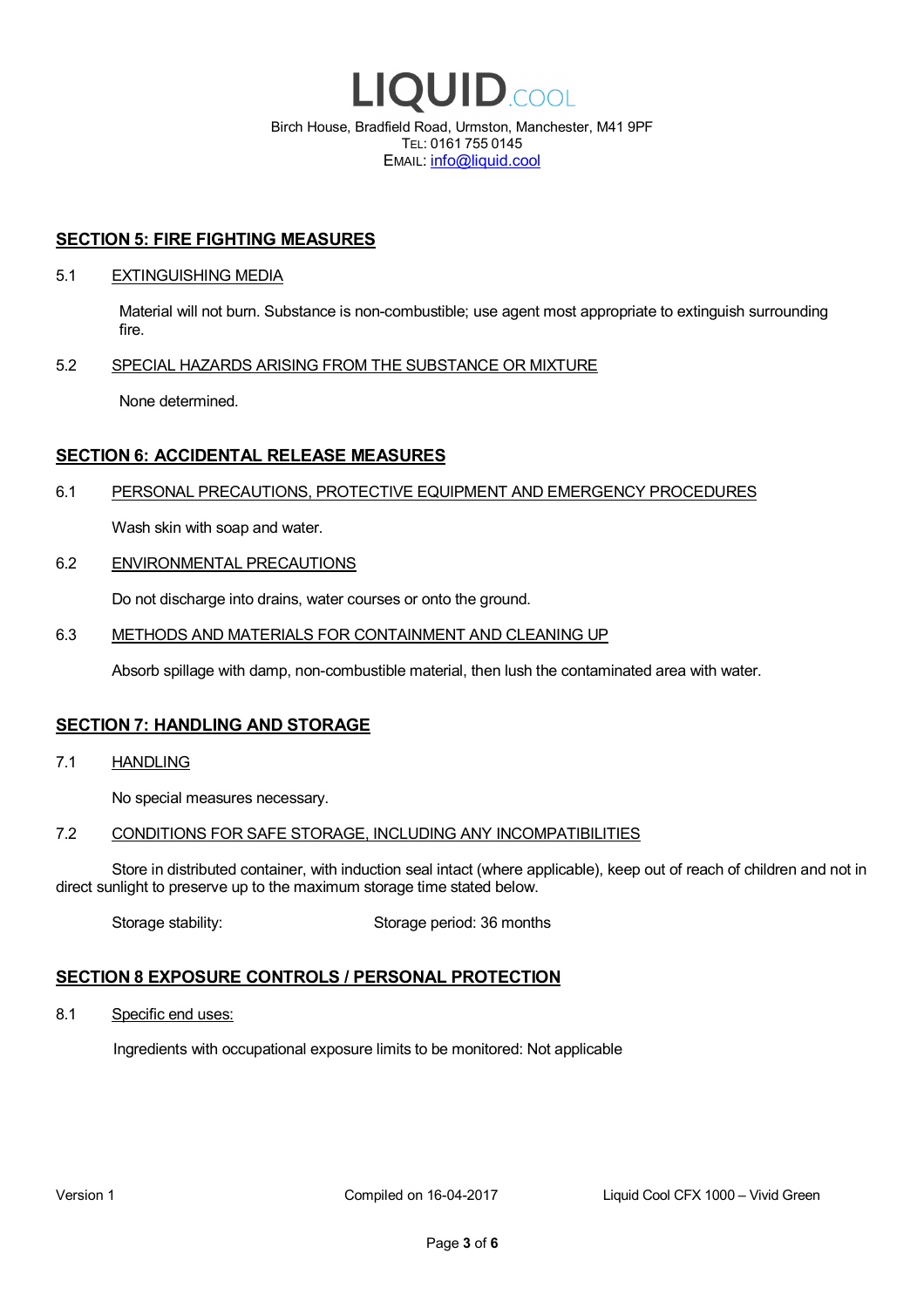## SECTION 5: FIRE FIGHTING MEASURES

5.1 EXTINGUISHING MEDIA

Material will not burn. Substance is non-combustible; use agent most appropriate to extinguish surrounding fire.

5.2 SPECIAL HAZARDS ARISING FROM THE SUBSTANCE OR MIXTURE

None determined.

## SECTION 6: ACCIDENTAL RELEASE MEASURES

6.1 PERSONAL PRECAUTIONS, PROTECTIVE EQUIPMENT AND EMERGENCY PROCEDURES

Wash skin with soap and water.

6.2 ENVIRONMENTAL PRECAUTIONS

Do not discharge into drains, water courses or onto the ground.

6.3 METHODS AND MATERIALS FOR CONTAINMENT AND CLEANING UP

Absorb spillage with damp, non-combustible material, then lush the contaminated area with water.

## SECTION 7: HANDLING AND STORAGE

7.1 HANDLING

No special measures necessary.

7.2 CONDITIONS FOR SAFE STORAGE, INCLUDING ANY INCOMPATIBILITIES

Store in distributed container, with induction seal intact (where applicable), keep out of reach of children and not in direct sunlight to preserve up to the maximum storage time stated below.

Storage stability: Storage period: 36 months

## SECTION 8 EXPOSURE CONTROLS / PERSONAL PROTECTION

8.1 Specific end uses:

Ingredients with occupational exposure limits to be monitored: Not applicable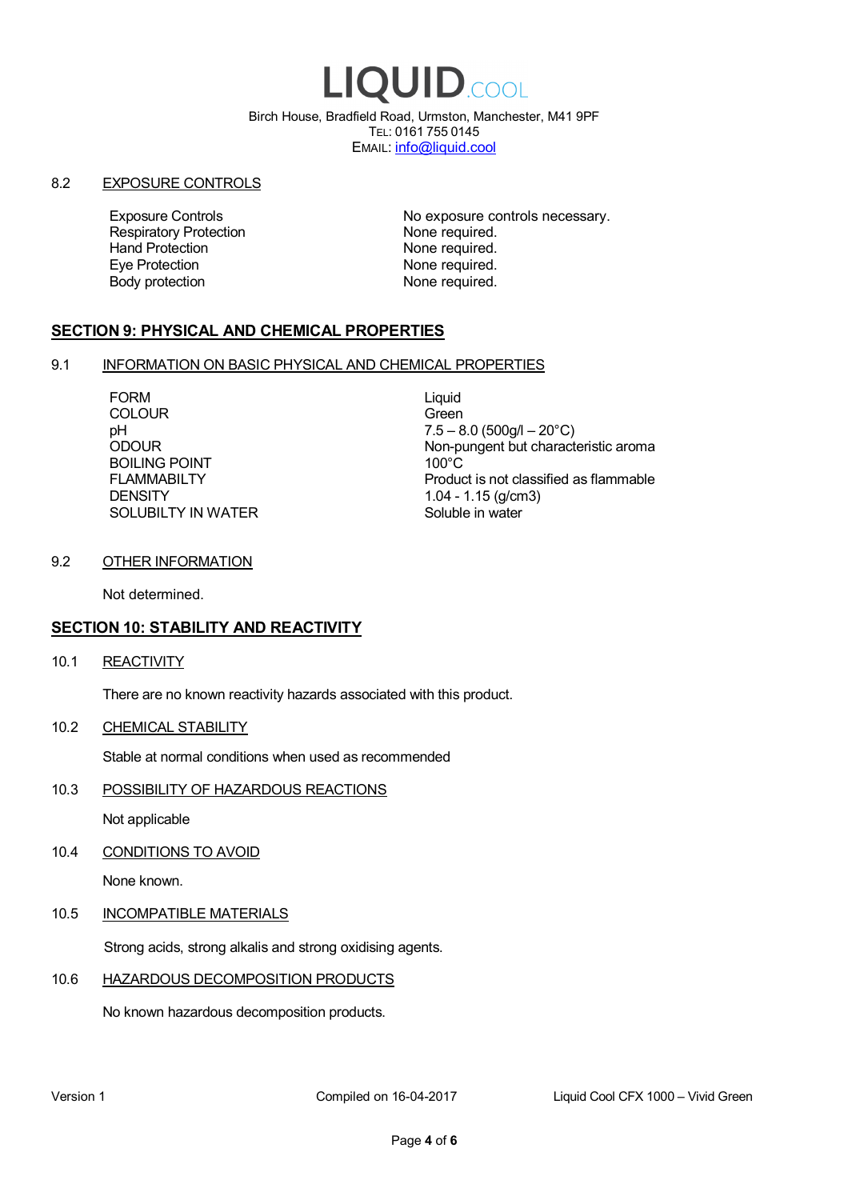8.2 EXPOSURE CONTROLS

| | |
|---|---|
| Exposure Controls | No exposure controls necessary. |
| Respiratory Protection | None required. |
| Hand Protection | None required. |
| Eye Protection | None required. |
| Body protection | None required. |

## SECTION 9: PHYSICAL AND CHEMICAL PROPERTIES

9.1 INFORMATION ON BASIC PHYSICAL AND CHEMICAL PROPERTIES

| | |
|---|---|
| FORM | Liquid |
| COLOUR | Green |
| pH | 7.5 – 8.0 (500g/l – 20°C) |
| ODOUR | Non-pungent but characteristic aroma |
| BOILING POINT | 100°C |
| FLAMMABILTY | Product is not classified as flammable |
| DENSITY | 1.04 - 1.15 (g/cm3) |
| SOLUBILTY IN WATER | Soluble in water |

9.2 OTHER INFORMATION

Not determined.

## SECTION 10: STABILITY AND REACTIVITY

10.1 REACTIVITY

There are no known reactivity hazards associated with this product.

10.2 CHEMICAL STABILITY

Stable at normal conditions when used as recommended

10.3 POSSIBILITY OF HAZARDOUS REACTIONS

Not applicable

10.4 CONDITIONS TO AVOID

None known.

10.5 INCOMPATIBLE MATERIALS

Strong acids, strong alkalis and strong oxidising agents.

10.6 HAZARDOUS DECOMPOSITION PRODUCTS

No known hazardous decomposition products.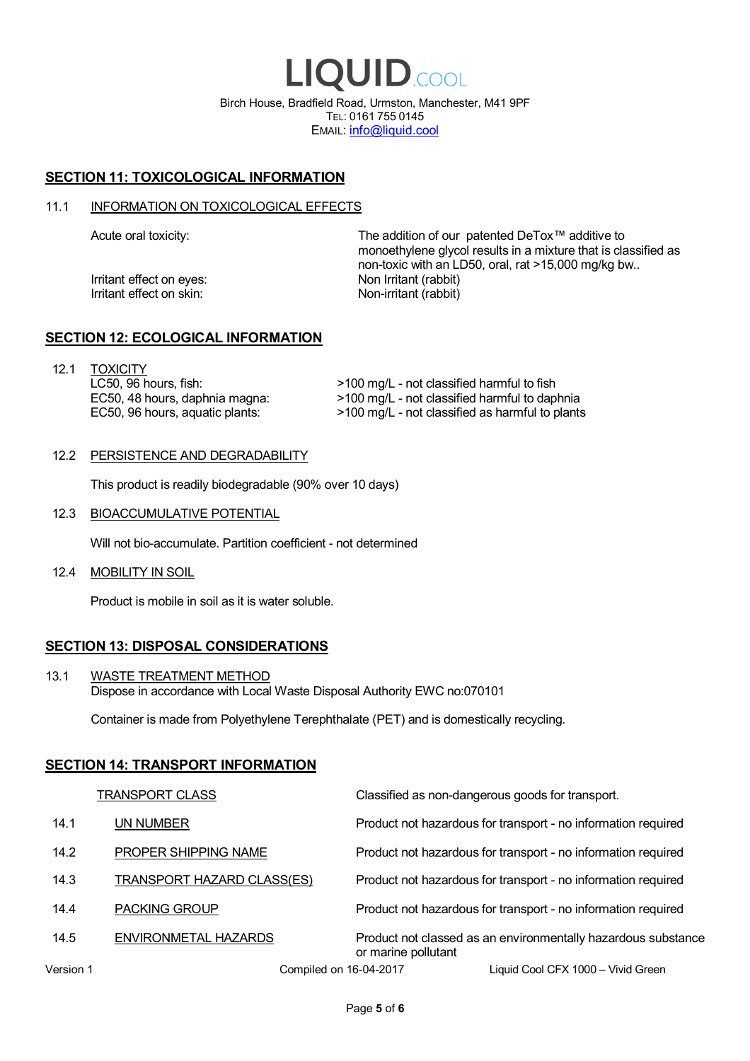LIQUID.COOL

Birch House, Bradfield Road, Urmston, Manchester, M41 9PF
TEL: 0161 755 0145
EMAIL: info@liquid.cool

## SECTION 11: TOXICOLOGICAL INFORMATION

### 11.1 INFORMATION ON TOXICOLOGICAL EFFECTS

| | |
|---|---|
| Acute oral toxicity: | The addition of our patented DeTox™ additive to monoethylene glycol results in a mixture that is classified as non-toxic with an LD50, oral, rat >15,000 mg/kg bw.. |
| Irritant effect on eyes: | Non Irritant (rabbit) |
| Irritant effect on skin: | Non-irritant (rabbit) |

## SECTION 12: ECOLOGICAL INFORMATION

### 12.1 TOXICITY

| | |
|---|---|
| LC50, 96 hours, fish: | >100 mg/L - not classified harmful to fish |
| EC50, 48 hours, daphnia magna: | >100 mg/L - not classified harmful to daphnia |
| EC50, 96 hours, aquatic plants: | >100 mg/L - not classified as harmful to plants |

### 12.2 PERSISTENCE AND DEGRADABILITY

This product is readily biodegradable (90% over 10 days)

### 12.3 BIOACCUMULATIVE POTENTIAL

Will not bio-accumulate. Partition coefficient - not determined

### 12.4 MOBILITY IN SOIL

Product is mobile in soil as it is water soluble.

## SECTION 13: DISPOSAL CONSIDERATIONS

### 13.1 WASTE TREATMENT METHOD

Dispose in accordance with Local Waste Disposal Authority EWC no:070101

Container is made from Polyethylene Terephthalate (PET) and is domestically recycling.

## SECTION 14: TRANSPORT INFORMATION

| | | |
|---|---|---|
| | TRANSPORT CLASS | Classified as non-dangerous goods for transport. |
| 14.1 | UN NUMBER | Product not hazardous for transport - no information required |
| 14.2 | PROPER SHIPPING NAME | Product not hazardous for transport - no information required |
| 14.3 | TRANSPORT HAZARD CLASS(ES) | Product not hazardous for transport - no information required |
| 14.4 | PACKING GROUP | Product not hazardous for transport - no information required |
| 14.5 | ENVIRONMETAL HAZARDS | Product not classed as an environmentally hazardous substance or marine pollutant |

Version 1 Compiled on 16-04-2017 Liquid Cool CFX 1000 – Vivid Green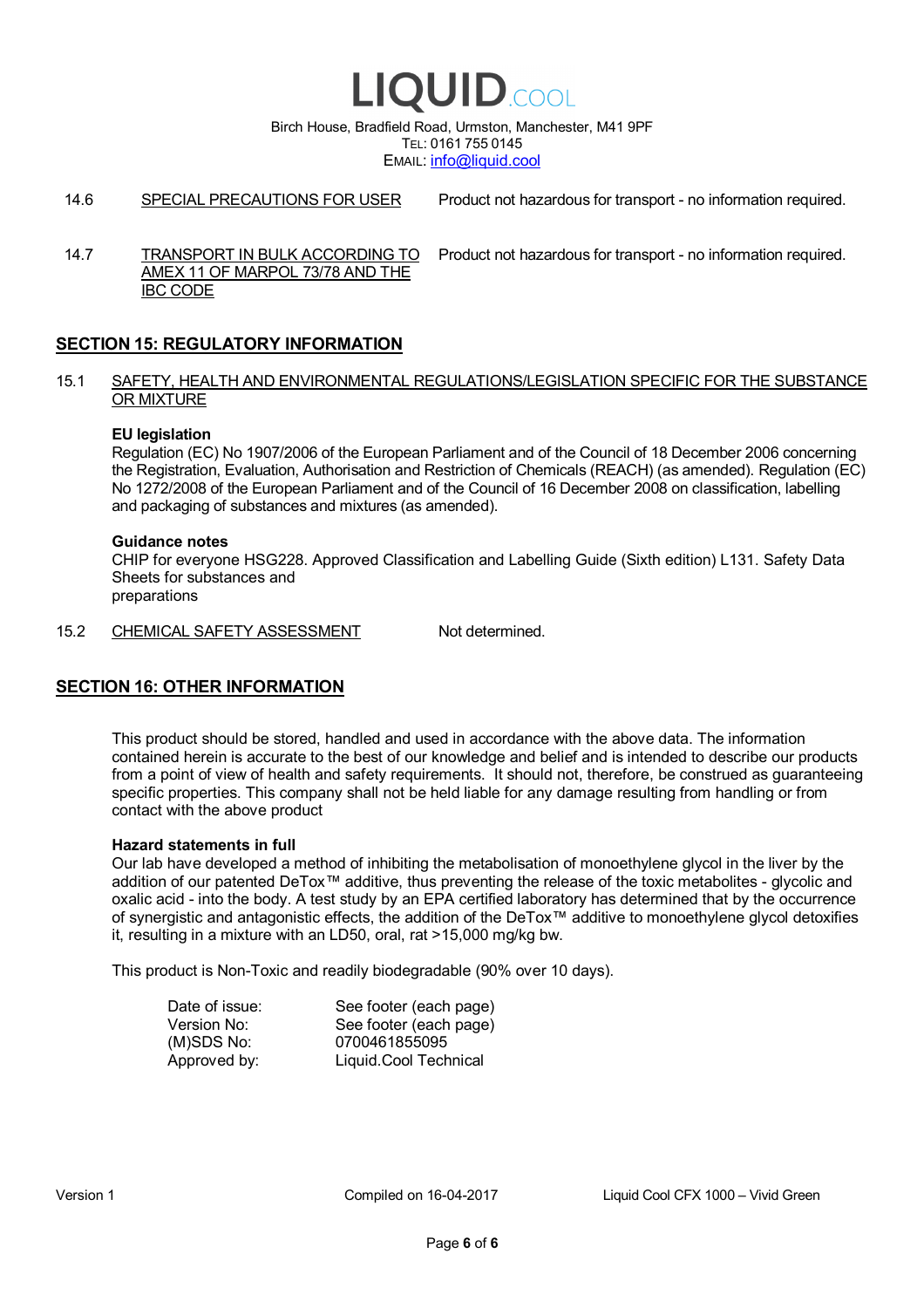| | | |
|---|---|---|
| 14.6 | SPECIAL PRECAUTIONS FOR USER | Product not hazardous for transport - no information required. |
| 14.7 | TRANSPORT IN BULK ACCORDING TO AMEX 11 OF MARPOL 73/78 AND THE IBC CODE | Product not hazardous for transport - no information required. |

## SECTION 15: REGULATORY INFORMATION

15.1 SAFETY, HEALTH AND ENVIRONMENTAL REGULATIONS/LEGISLATION SPECIFIC FOR THE SUBSTANCE OR MIXTURE

**EU legislation**
Regulation (EC) No 1907/2006 of the European Parliament and of the Council of 18 December 2006 concerning the Registration, Evaluation, Authorisation and Restriction of Chemicals (REACH) (as amended). Regulation (EC) No 1272/2008 of the European Parliament and of the Council of 16 December 2008 on classification, labelling and packaging of substances and mixtures (as amended).

**Guidance notes**
CHIP for everyone HSG228. Approved Classification and Labelling Guide (Sixth edition) L131. Safety Data Sheets for substances and preparations

15.2 CHEMICAL SAFETY ASSESSMENT — Not determined.

## SECTION 16: OTHER INFORMATION

This product should be stored, handled and used in accordance with the above data. The information contained herein is accurate to the best of our knowledge and belief and is intended to describe our products from a point of view of health and safety requirements. It should not, therefore, be construed as guaranteeing specific properties. This company shall not be held liable for any damage resulting from handling or from contact with the above product

**Hazard statements in full**
Our lab have developed a method of inhibiting the metabolisation of monoethylene glycol in the liver by the addition of our patented DeTox™ additive, thus preventing the release of the toxic metabolites - glycolic and oxalic acid - into the body. A test study by an EPA certified laboratory has determined that by the occurrence of synergistic and antagonistic effects, the addition of the DeTox™ additive to monoethylene glycol detoxifies it, resulting in a mixture with an LD50, oral, rat >15,000 mg/kg bw.

This product is Non-Toxic and readily biodegradable (90% over 10 days).

| | |
|---|---|
| Date of issue: | See footer (each page) |
| Version No: | See footer (each page) |
| (M)SDS No: | 0700461855095 |
| Approved by: | Liquid.Cool Technical |